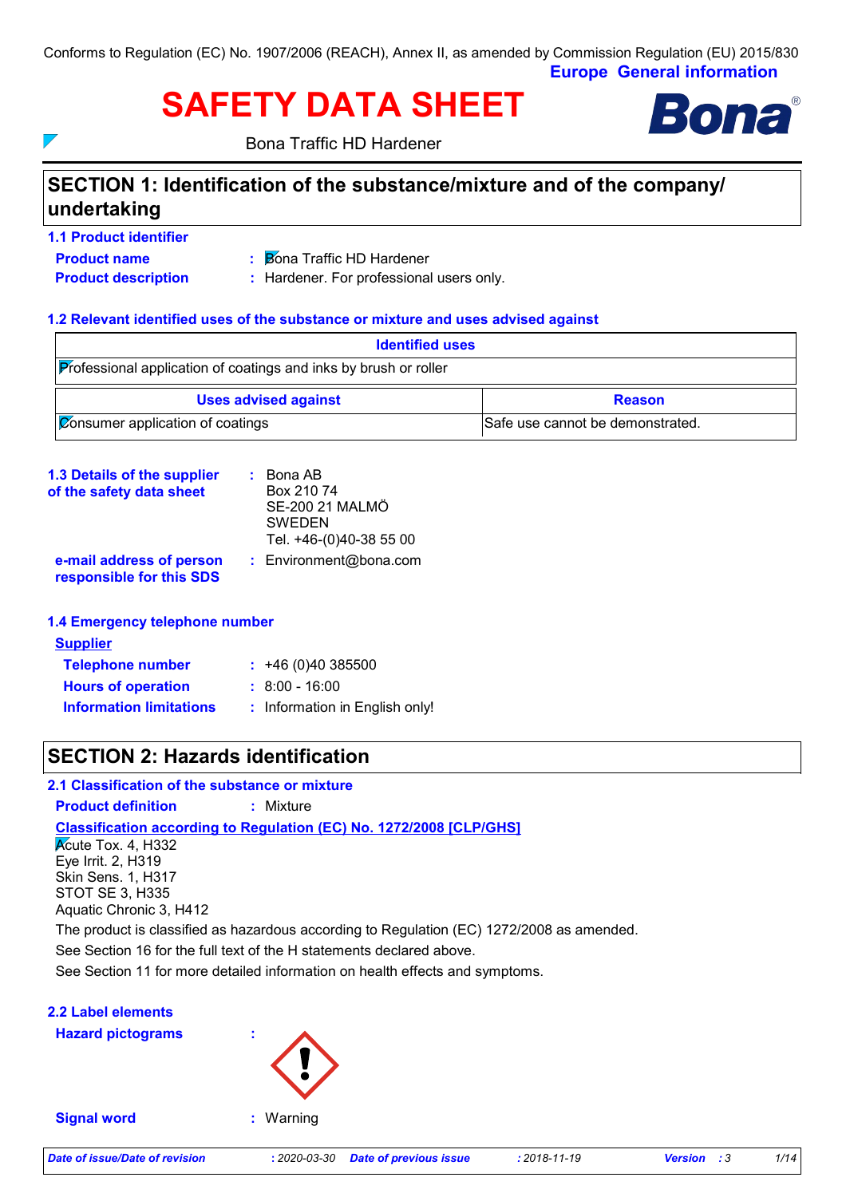Conforms to Regulation (EC) No. 1907/2006 (REACH), Annex II, as amended by Commission Regulation (EU) 2015/830

**Europe General information**

# SAFETY DATA SHEET

Bona Traffic HD Hardener

## SECTION 1: Identification of the substance/mixture and of the company/ undertaking

### 1.1 Product identifier

**Product name** : Bona Traffic HD Hardener

**Product description** : Hardener. For professional users only.

### 1.2 Relevant identified uses of the substance or mixture and uses advised against

| Identified uses | |
|---|---|
| Professional application of coatings and inks by brush or roller | |

| Uses advised against | Reason |
|---|---|
| Consumer application of coatings | Safe use cannot be demonstrated. |

### 1.3 Details of the supplier of the safety data sheet

: Bona AB
Box 210 74
SE-200 21 MALMÖ
SWEDEN
Tel. +46-(0)40-38 55 00

**e-mail address of person responsible for this SDS** : Environment@bona.com

### 1.4 Emergency telephone number

**Supplier**

**Telephone number** : +46 (0)40 385500

**Hours of operation** : 8:00 - 16:00

**Information limitations** : Information in English only!

## SECTION 2: Hazards identification

### 2.1 Classification of the substance or mixture

**Product definition** : Mixture

**Classification according to Regulation (EC) No. 1272/2008 [CLP/GHS]**

Acute Tox. 4, H332
Eye Irrit. 2, H319
Skin Sens. 1, H317
STOT SE 3, H335
Aquatic Chronic 3, H412

The product is classified as hazardous according to Regulation (EC) 1272/2008 as amended.

See Section 16 for the full text of the H statements declared above.

See Section 11 for more detailed information on health effects and symptoms.

### 2.2 Label elements

**Hazard pictograms** :

**Signal word** : Warning

*Date of issue/Date of revision : 2020-03-30 Date of previous issue : 2018-11-19 Version : 3*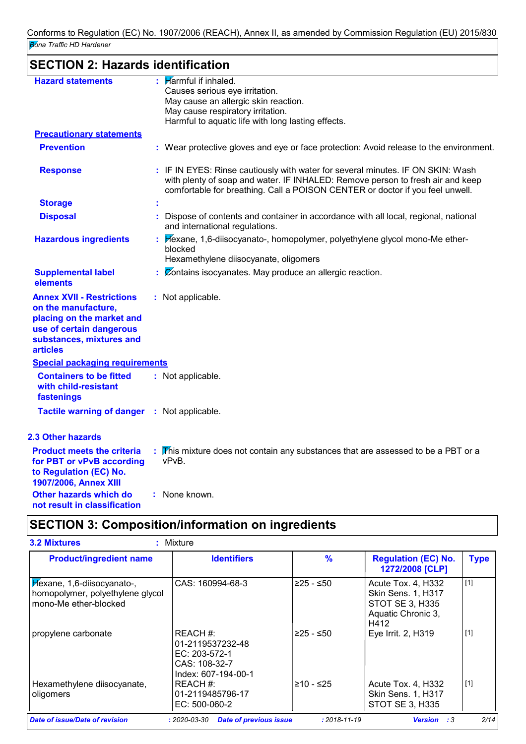## SECTION 2: Hazards identification

**Hazard statements** : Harmful if inhaled.
Causes serious eye irritation.
May cause an allergic skin reaction.
May cause respiratory irritation.
Harmful to aquatic life with long lasting effects.

**Precautionary statements**

**Prevention** : Wear protective gloves and eye or face protection: Avoid release to the environment.

**Response** : IF IN EYES: Rinse cautiously with water for several minutes. IF ON SKIN: Wash with plenty of soap and water. IF INHALED: Remove person to fresh air and keep comfortable for breathing. Call a POISON CENTER or doctor if you feel unwell.

**Storage** :

**Disposal** : Dispose of contents and container in accordance with all local, regional, national and international regulations.

**Hazardous ingredients** : Hexane, 1,6-diisocyanato-, homopolymer, polyethylene glycol mono-Me ether-blocked
Hexamethylene diisocyanate, oligomers

**Supplemental label elements** : Contains isocyanates. May produce an allergic reaction.

**Annex XVII - Restrictions on the manufacture, placing on the market and use of certain dangerous substances, mixtures and articles** : Not applicable.

**Special packaging requirements**

**Containers to be fitted with child-resistant fastenings** : Not applicable.

**Tactile warning of danger** : Not applicable.

### 2.3 Other hazards

**Product meets the criteria for PBT or vPvB according to Regulation (EC) No. 1907/2006, Annex XIII** : This mixture does not contain any substances that are assessed to be a PBT or a vPvB.

**Other hazards which do not result in classification** : None known.

## SECTION 3: Composition/information on ingredients

**3.2 Mixtures** : Mixture

| Product/ingredient name | Identifiers | % | Regulation (EC) No. 1272/2008 [CLP] | Type |
|---|---|---|---|---|
| Hexane, 1,6-diisocyanato-, homopolymer, polyethylene glycol mono-Me ether-blocked | CAS: 160994-68-3 | ≥25 - ≤50 | Acute Tox. 4, H332<br>Skin Sens. 1, H317<br>STOT SE 3, H335<br>Aquatic Chronic 3, H412 | [1] |
| propylene carbonate | REACH #: 01-2119537232-48<br>EC: 203-572-1<br>CAS: 108-32-7<br>Index: 607-194-00-1 | ≥25 - ≤50 | Eye Irrit. 2, H319 | [1] |
| Hexamethylene diisocyanate, oligomers | REACH #: 01-2119485796-17<br>EC: 500-060-2 | ≥10 - ≤25 | Acute Tox. 4, H332<br>Skin Sens. 1, H317<br>STOT SE 3, H335 | [1] |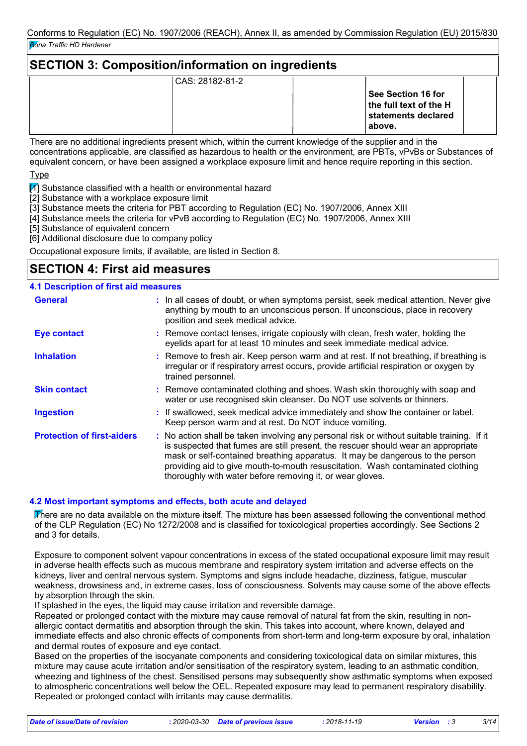## SECTION 3: Composition/information on ingredients

| | | | | |
|---|---|---|---|---|
| | CAS: 28182-81-2 | | **See Section 16 for the full text of the H statements declared above.** | |

There are no additional ingredients present which, within the current knowledge of the supplier and in the concentrations applicable, are classified as hazardous to health or the environment, are PBTs, vPvBs or Substances of equivalent concern, or have been assigned a workplace exposure limit and hence require reporting in this section.

Type

[1] Substance classified with a health or environmental hazard
[2] Substance with a workplace exposure limit
[3] Substance meets the criteria for PBT according to Regulation (EC) No. 1907/2006, Annex XIII
[4] Substance meets the criteria for vPvB according to Regulation (EC) No. 1907/2006, Annex XIII
[5] Substance of equivalent concern
[6] Additional disclosure due to company policy

Occupational exposure limits, if available, are listed in Section 8.

## SECTION 4: First aid measures

### 4.1 Description of first aid measures

**General** : In all cases of doubt, or when symptoms persist, seek medical attention. Never give anything by mouth to an unconscious person. If unconscious, place in recovery position and seek medical advice.

**Eye contact** : Remove contact lenses, irrigate copiously with clean, fresh water, holding the eyelids apart for at least 10 minutes and seek immediate medical advice.

**Inhalation** : Remove to fresh air. Keep person warm and at rest. If not breathing, if breathing is irregular or if respiratory arrest occurs, provide artificial respiration or oxygen by trained personnel.

**Skin contact** : Remove contaminated clothing and shoes. Wash skin thoroughly with soap and water or use recognised skin cleanser. Do NOT use solvents or thinners.

**Ingestion** : If swallowed, seek medical advice immediately and show the container or label. Keep person warm and at rest. Do NOT induce vomiting.

**Protection of first-aiders** : No action shall be taken involving any personal risk or without suitable training. If it is suspected that fumes are still present, the rescuer should wear an appropriate mask or self-contained breathing apparatus. It may be dangerous to the person providing aid to give mouth-to-mouth resuscitation. Wash contaminated clothing thoroughly with water before removing it, or wear gloves.

### 4.2 Most important symptoms and effects, both acute and delayed

There are no data available on the mixture itself. The mixture has been assessed following the conventional method of the CLP Regulation (EC) No 1272/2008 and is classified for toxicological properties accordingly. See Sections 2 and 3 for details.

Exposure to component solvent vapour concentrations in excess of the stated occupational exposure limit may result in adverse health effects such as mucous membrane and respiratory system irritation and adverse effects on the kidneys, liver and central nervous system. Symptoms and signs include headache, dizziness, fatigue, muscular weakness, drowsiness and, in extreme cases, loss of consciousness. Solvents may cause some of the above effects by absorption through the skin.
If splashed in the eyes, the liquid may cause irritation and reversible damage.
Repeated or prolonged contact with the mixture may cause removal of natural fat from the skin, resulting in non-allergic contact dermatitis and absorption through the skin. This takes into account, where known, delayed and immediate effects and also chronic effects of components from short-term and long-term exposure by oral, inhalation and dermal routes of exposure and eye contact.
Based on the properties of the isocyanate components and considering toxicological data on similar mixtures, this mixture may cause acute irritation and/or sensitisation of the respiratory system, leading to an asthmatic condition, wheezing and tightness of the chest. Sensitised persons may subsequently show asthmatic symptoms when exposed to atmospheric concentrations well below the OEL. Repeated exposure may lead to permanent respiratory disability.
Repeated or prolonged contact with irritants may cause dermatitis.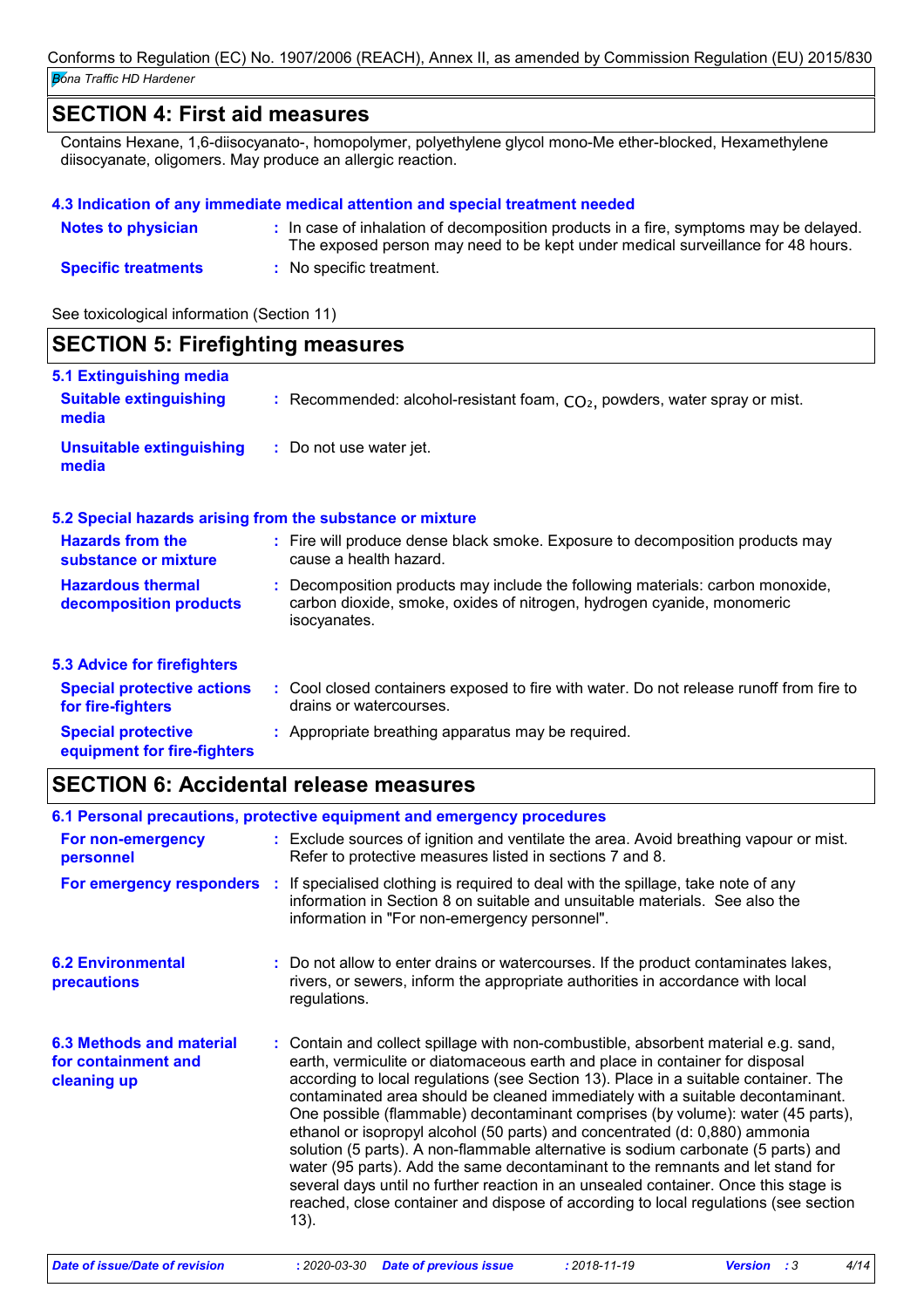## SECTION 4: First aid measures

Contains Hexane, 1,6-diisocyanato-, homopolymer, polyethylene glycol mono-Me ether-blocked, Hexamethylene diisocyanate, oligomers. May produce an allergic reaction.

### 4.3 Indication of any immediate medical attention and special treatment needed

**Notes to physician** : In case of inhalation of decomposition products in a fire, symptoms may be delayed. The exposed person may need to be kept under medical surveillance for 48 hours.

**Specific treatments** : No specific treatment.

See toxicological information (Section 11)

## SECTION 5: Firefighting measures

### 5.1 Extinguishing media

**Suitable extinguishing media** : Recommended: alcohol-resistant foam, $CO_2$, powders, water spray or mist.

**Unsuitable extinguishing media** : Do not use water jet.

### 5.2 Special hazards arising from the substance or mixture

**Hazards from the substance or mixture** : Fire will produce dense black smoke. Exposure to decomposition products may cause a health hazard.

**Hazardous thermal decomposition products** : Decomposition products may include the following materials: carbon monoxide, carbon dioxide, smoke, oxides of nitrogen, hydrogen cyanide, monomeric isocyanates.

### 5.3 Advice for firefighters

**Special protective actions for fire-fighters** : Cool closed containers exposed to fire with water. Do not release runoff from fire to drains or watercourses.

**Special protective equipment for fire-fighters** : Appropriate breathing apparatus may be required.

## SECTION 6: Accidental release measures

### 6.1 Personal precautions, protective equipment and emergency procedures

**For non-emergency personnel** : Exclude sources of ignition and ventilate the area. Avoid breathing vapour or mist. Refer to protective measures listed in sections 7 and 8.

**For emergency responders** : If specialised clothing is required to deal with the spillage, take note of any information in Section 8 on suitable and unsuitable materials. See also the information in "For non-emergency personnel".

### 6.2 Environmental precautions

: Do not allow to enter drains or watercourses. If the product contaminates lakes, rivers, or sewers, inform the appropriate authorities in accordance with local regulations.

### 6.3 Methods and material for containment and cleaning up

: Contain and collect spillage with non-combustible, absorbent material e.g. sand, earth, vermiculite or diatomaceous earth and place in container for disposal according to local regulations (see Section 13). Place in a suitable container. The contaminated area should be cleaned immediately with a suitable decontaminant. One possible (flammable) decontaminant comprises (by volume): water (45 parts), ethanol or isopropyl alcohol (50 parts) and concentrated (d: 0,880) ammonia solution (5 parts). A non-flammable alternative is sodium carbonate (5 parts) and water (95 parts). Add the same decontaminant to the remnants and let stand for several days until no further reaction in an unsealed container. Once this stage is reached, close container and dispose of according to local regulations (see section 13).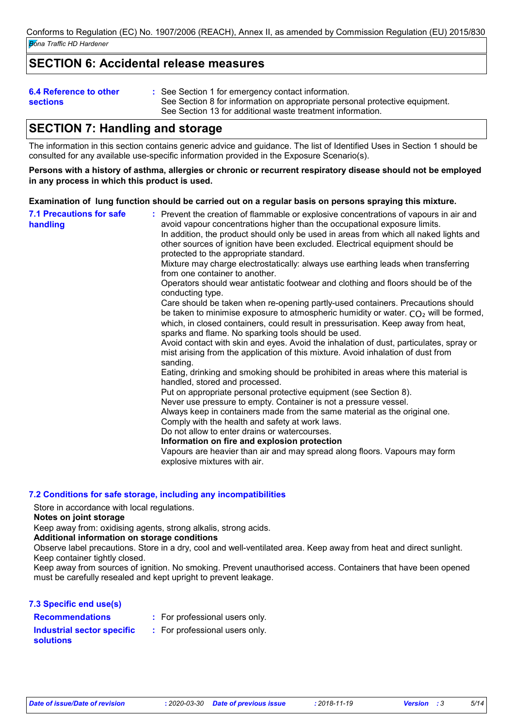## SECTION 6: Accidental release measures

**6.4 Reference to other sections** : See Section 1 for emergency contact information.
See Section 8 for information on appropriate personal protective equipment.
See Section 13 for additional waste treatment information.

## SECTION 7: Handling and storage

The information in this section contains generic advice and guidance. The list of Identified Uses in Section 1 should be consulted for any available use-specific information provided in the Exposure Scenario(s).

**Persons with a history of asthma, allergies or chronic or recurrent respiratory disease should not be employed in any process in which this product is used.**

**Examination of lung function should be carried out on a regular basis on persons spraying this mixture.**

**7.1 Precautions for safe handling** : Prevent the creation of flammable or explosive concentrations of vapours in air and avoid vapour concentrations higher than the occupational exposure limits.
In addition, the product should only be used in areas from which all naked lights and other sources of ignition have been excluded. Electrical equipment should be protected to the appropriate standard.
Mixture may charge electrostatically: always use earthing leads when transferring from one container to another.
Operators should wear antistatic footwear and clothing and floors should be of the conducting type.
Care should be taken when re-opening partly-used containers. Precautions should be taken to minimise exposure to atmospheric humidity or water. $CO_2$ will be formed, which, in closed containers, could result in pressurisation. Keep away from heat, sparks and flame. No sparking tools should be used.
Avoid contact with skin and eyes. Avoid the inhalation of dust, particulates, spray or mist arising from the application of this mixture. Avoid inhalation of dust from sanding.
Eating, drinking and smoking should be prohibited in areas where this material is handled, stored and processed.
Put on appropriate personal protective equipment (see Section 8).
Never use pressure to empty. Container is not a pressure vessel.
Always keep in containers made from the same material as the original one.
Comply with the health and safety at work laws.
Do not allow to enter drains or watercourses.
**Information on fire and explosion protection**
Vapours are heavier than air and may spread along floors. Vapours may form explosive mixtures with air.

### 7.2 Conditions for safe storage, including any incompatibilities

Store in accordance with local regulations.
**Notes on joint storage**
Keep away from: oxidising agents, strong alkalis, strong acids.
**Additional information on storage conditions**
Observe label precautions. Store in a dry, cool and well-ventilated area. Keep away from heat and direct sunlight. Keep container tightly closed.
Keep away from sources of ignition. No smoking. Prevent unauthorised access. Containers that have been opened must be carefully resealed and kept upright to prevent leakage.

### 7.3 Specific end use(s)

**Recommendations** : For professional users only.

**Industrial sector specific solutions** : For professional users only.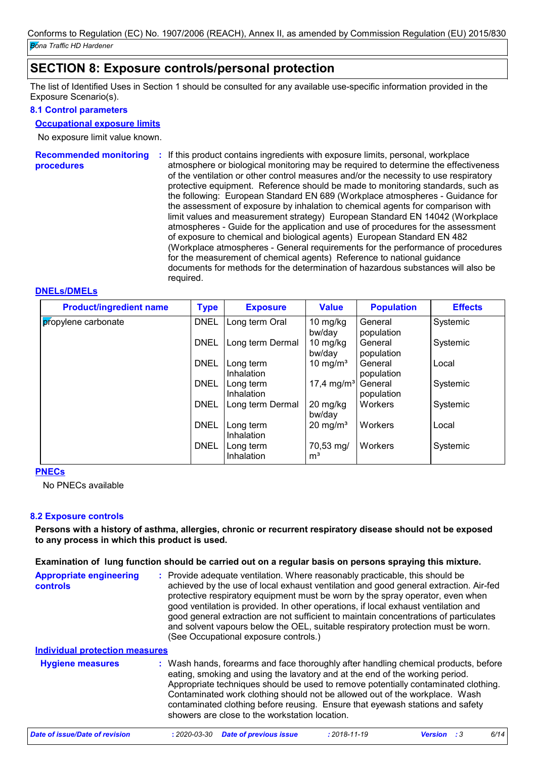## SECTION 8: Exposure controls/personal protection

The list of Identified Uses in Section 1 should be consulted for any available use-specific information provided in the Exposure Scenario(s).

### 8.1 Control parameters

**Occupational exposure limits**

No exposure limit value known.

**Recommended monitoring procedures** : If this product contains ingredients with exposure limits, personal, workplace atmosphere or biological monitoring may be required to determine the effectiveness of the ventilation or other control measures and/or the necessity to use respiratory protective equipment. Reference should be made to monitoring standards, such as the following: European Standard EN 689 (Workplace atmospheres - Guidance for the assessment of exposure by inhalation to chemical agents for comparison with limit values and measurement strategy) European Standard EN 14042 (Workplace atmospheres - Guide for the application and use of procedures for the assessment of exposure to chemical and biological agents) European Standard EN 482 (Workplace atmospheres - General requirements for the performance of procedures for the measurement of chemical agents) Reference to national guidance documents for methods for the determination of hazardous substances will also be required.

**DNELs/DMELs**

| Product/ingredient name | Type | Exposure | Value | Population | Effects |
|---|---|---|---|---|---|
| propylene carbonate | DNEL | Long term Oral | 10 mg/kg bw/day | General population | Systemic |
| | DNEL | Long term Dermal | 10 mg/kg bw/day | General population | Systemic |
| | DNEL | Long term Inhalation | 10 mg/m³ | General population | Local |
| | DNEL | Long term Inhalation | 17,4 mg/m³ | General population | Systemic |
| | DNEL | Long term Dermal | 20 mg/kg bw/day | Workers | Systemic |
| | DNEL | Long term Inhalation | 20 mg/m³ | Workers | Local |
| | DNEL | Long term Inhalation | 70,53 mg/m³ | Workers | Systemic |

**PNECs**

No PNECs available

### 8.2 Exposure controls

**Persons with a history of asthma, allergies, chronic or recurrent respiratory disease should not be exposed to any process in which this product is used.**

**Examination of lung function should be carried out on a regular basis on persons spraying this mixture.**

**Appropriate engineering controls** : Provide adequate ventilation. Where reasonably practicable, this should be achieved by the use of local exhaust ventilation and good general extraction. Air-fed protective respiratory equipment must be worn by the spray operator, even when good ventilation is provided. In other operations, if local exhaust ventilation and good general extraction are not sufficient to maintain concentrations of particulates and solvent vapours below the OEL, suitable respiratory protection must be worn. (See Occupational exposure controls.)

**Individual protection measures**

**Hygiene measures** : Wash hands, forearms and face thoroughly after handling chemical products, before eating, smoking and using the lavatory and at the end of the working period. Appropriate techniques should be used to remove potentially contaminated clothing. Contaminated work clothing should not be allowed out of the workplace. Wash contaminated clothing before reusing. Ensure that eyewash stations and safety showers are close to the workstation location.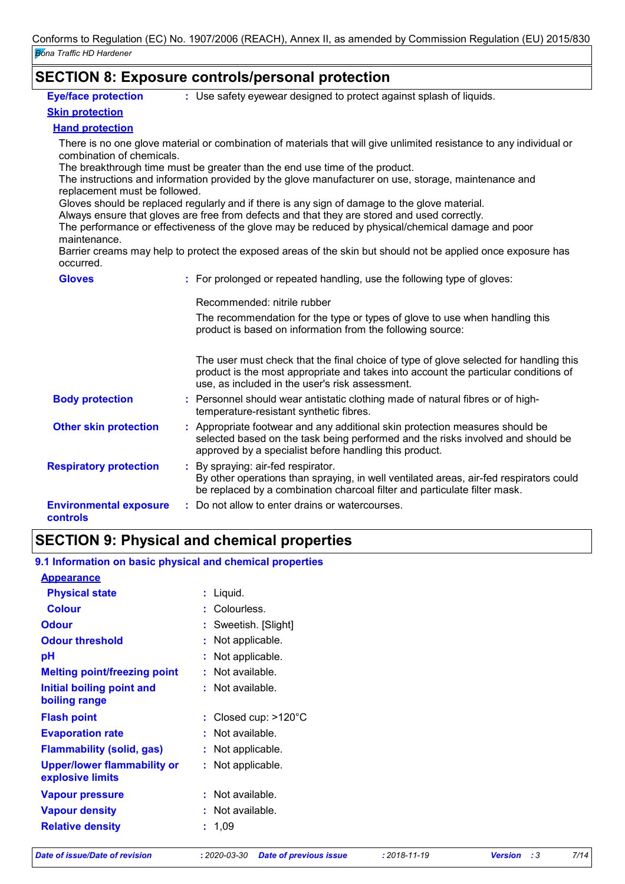## SECTION 8: Exposure controls/personal protection

**Eye/face protection** : Use safety eyewear designed to protect against splash of liquids.

**Skin protection**

**Hand protection**

There is no one glove material or combination of materials that will give unlimited resistance to any individual or combination of chemicals.
The breakthrough time must be greater than the end use time of the product.
The instructions and information provided by the glove manufacturer on use, storage, maintenance and replacement must be followed.
Gloves should be replaced regularly and if there is any sign of damage to the glove material.
Always ensure that gloves are free from defects and that they are stored and used correctly.
The performance or effectiveness of the glove may be reduced by physical/chemical damage and poor maintenance.
Barrier creams may help to protect the exposed areas of the skin but should not be applied once exposure has occurred.

**Gloves** : For prolonged or repeated handling, use the following type of gloves:

Recommended: nitrile rubber

The recommendation for the type or types of glove to use when handling this product is based on information from the following source:

The user must check that the final choice of type of glove selected for handling this product is the most appropriate and takes into account the particular conditions of use, as included in the user's risk assessment.

**Body protection** : Personnel should wear antistatic clothing made of natural fibres or of high-temperature-resistant synthetic fibres.

**Other skin protection** : Appropriate footwear and any additional skin protection measures should be selected based on the task being performed and the risks involved and should be approved by a specialist before handling this product.

**Respiratory protection** : By spraying: air-fed respirator.
By other operations than spraying, in well ventilated areas, air-fed respirators could be replaced by a combination charcoal filter and particulate filter mask.

**Environmental exposure controls** : Do not allow to enter drains or watercourses.

## SECTION 9: Physical and chemical properties

### 9.1 Information on basic physical and chemical properties

**Appearance**

**Physical state** : Liquid.

**Colour** : Colourless.

**Odour** : Sweetish. [Slight]

**Odour threshold** : Not applicable.

**pH** : Not applicable.

**Melting point/freezing point** : Not available.

**Initial boiling point and boiling range** : Not available.

**Flash point** : Closed cup: >120°C

**Evaporation rate** : Not available.

**Flammability (solid, gas)** : Not applicable.

**Upper/lower flammability or explosive limits** : Not applicable.

**Vapour pressure** : Not available.

**Vapour density** : Not available.

**Relative density** : 1,09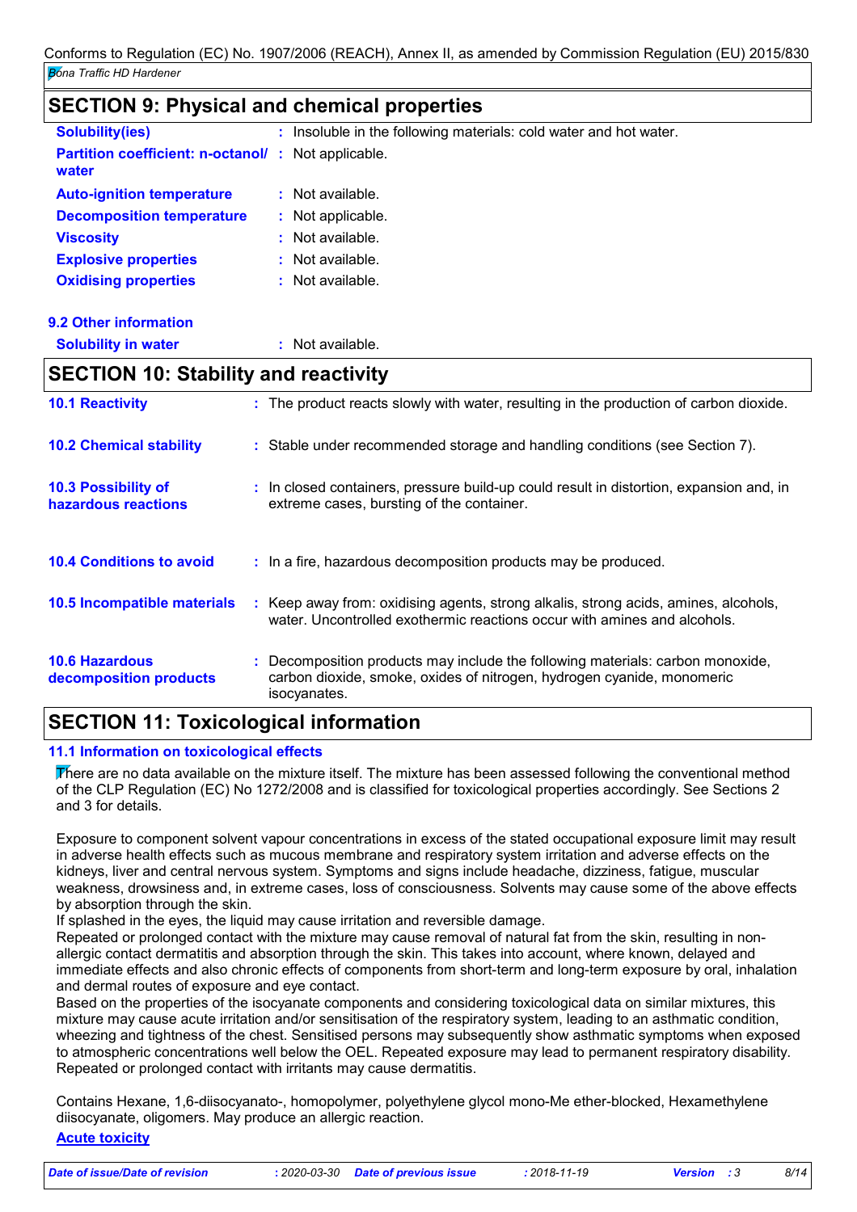## SECTION 9: Physical and chemical properties

| | |
|---|---|
| **Solubility(ies)** | : Insoluble in the following materials: cold water and hot water. |
| **Partition coefficient: n-octanol/ water** | : Not applicable. |
| **Auto-ignition temperature** | : Not available. |
| **Decomposition temperature** | : Not applicable. |
| **Viscosity** | : Not available. |
| **Explosive properties** | : Not available. |
| **Oxidising properties** | : Not available. |

### 9.2 Other information

| | |
|---|---|
| **Solubility in water** | : Not available. |

## SECTION 10: Stability and reactivity

| | |
|---|---|
| **10.1 Reactivity** | : The product reacts slowly with water, resulting in the production of carbon dioxide. |
| **10.2 Chemical stability** | : Stable under recommended storage and handling conditions (see Section 7). |
| **10.3 Possibility of hazardous reactions** | : In closed containers, pressure build-up could result in distortion, expansion and, in extreme cases, bursting of the container. |
| **10.4 Conditions to avoid** | : In a fire, hazardous decomposition products may be produced. |
| **10.5 Incompatible materials** | : Keep away from: oxidising agents, strong alkalis, strong acids, amines, alcohols, water. Uncontrolled exothermic reactions occur with amines and alcohols. |
| **10.6 Hazardous decomposition products** | : Decomposition products may include the following materials: carbon monoxide, carbon dioxide, smoke, oxides of nitrogen, hydrogen cyanide, monomeric isocyanates. |

## SECTION 11: Toxicological information

### 11.1 Information on toxicological effects

There are no data available on the mixture itself. The mixture has been assessed following the conventional method of the CLP Regulation (EC) No 1272/2008 and is classified for toxicological properties accordingly. See Sections 2 and 3 for details.

Exposure to component solvent vapour concentrations in excess of the stated occupational exposure limit may result in adverse health effects such as mucous membrane and respiratory system irritation and adverse effects on the kidneys, liver and central nervous system. Symptoms and signs include headache, dizziness, fatigue, muscular weakness, drowsiness and, in extreme cases, loss of consciousness. Solvents may cause some of the above effects by absorption through the skin.
If splashed in the eyes, the liquid may cause irritation and reversible damage.
Repeated or prolonged contact with the mixture may cause removal of natural fat from the skin, resulting in non-allergic contact dermatitis and absorption through the skin. This takes into account, where known, delayed and immediate effects and also chronic effects of components from short-term and long-term exposure by oral, inhalation and dermal routes of exposure and eye contact.
Based on the properties of the isocyanate components and considering toxicological data on similar mixtures, this mixture may cause acute irritation and/or sensitisation of the respiratory system, leading to an asthmatic condition, wheezing and tightness of the chest. Sensitised persons may subsequently show asthmatic symptoms when exposed to atmospheric concentrations well below the OEL. Repeated exposure may lead to permanent respiratory disability.
Repeated or prolonged contact with irritants may cause dermatitis.

Contains Hexane, 1,6-diisocyanato-, homopolymer, polyethylene glycol mono-Me ether-blocked, Hexamethylene diisocyanate, oligomers. May produce an allergic reaction.

**Acute toxicity**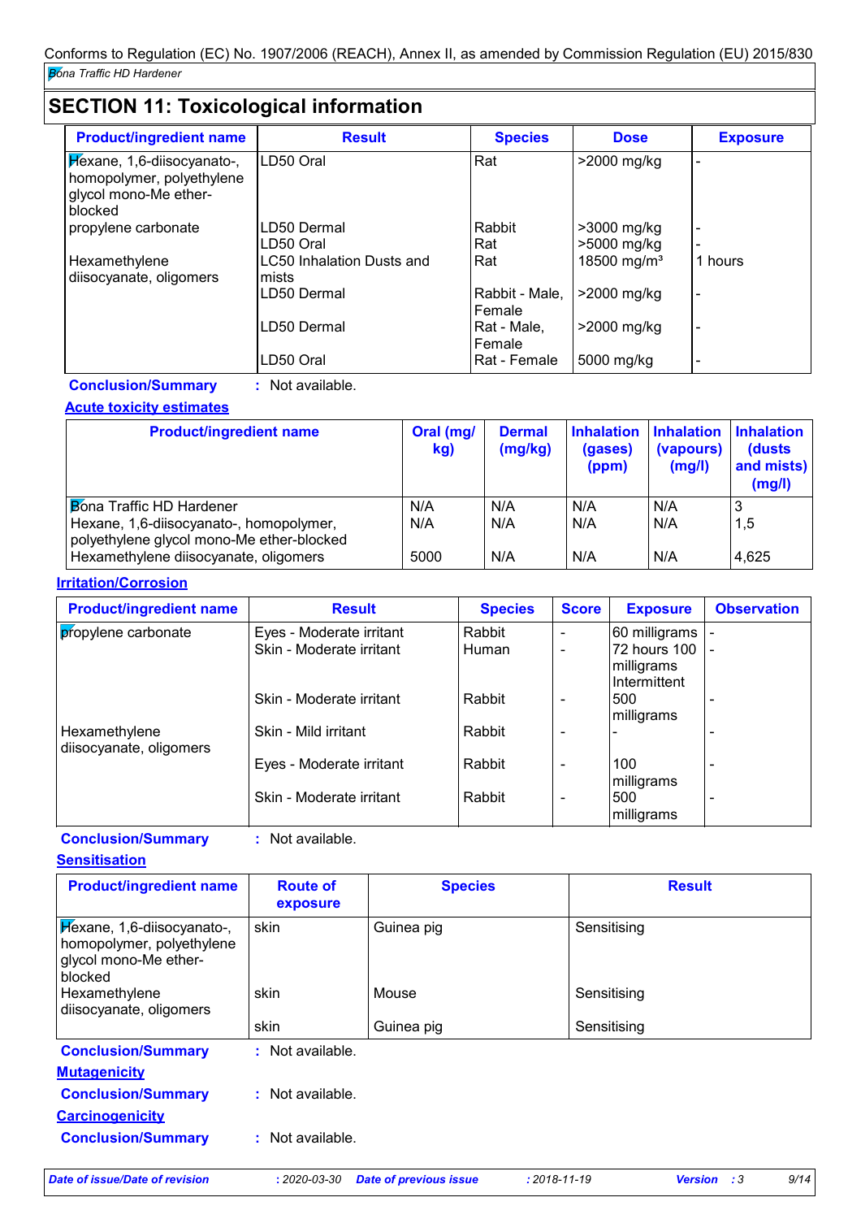## SECTION 11: Toxicological information

| Product/ingredient name | Result | Species | Dose | Exposure |
|---|---|---|---|---|
| Hexane, 1,6-diisocyanato-, homopolymer, polyethylene glycol mono-Me ether-blocked | LD50 Oral | Rat | >2000 mg/kg | - |
| propylene carbonate | LD50 Dermal | Rabbit | >3000 mg/kg | - |
| | LD50 Oral | Rat | >5000 mg/kg | - |
| Hexamethylene diisocyanate, oligomers | LC50 Inhalation Dusts and mists | Rat | 18500 mg/m³ | 1 hours |
| | LD50 Dermal | Rabbit - Male, Female | >2000 mg/kg | - |
| | LD50 Dermal | Rat - Male, Female | >2000 mg/kg | - |
| | LD50 Oral | Rat - Female | 5000 mg/kg | - |

**Conclusion/Summary** : Not available.

**Acute toxicity estimates**

| Product/ingredient name | Oral (mg/kg) | Dermal (mg/kg) | Inhalation (gases) (ppm) | Inhalation (vapours) (mg/l) | Inhalation (dusts and mists) (mg/l) |
|---|---|---|---|---|---|
| Bona Traffic HD Hardener | N/A | N/A | N/A | N/A | 3 |
| Hexane, 1,6-diisocyanato-, homopolymer, polyethylene glycol mono-Me ether-blocked | N/A | N/A | N/A | N/A | 1,5 |
| Hexamethylene diisocyanate, oligomers | 5000 | N/A | N/A | N/A | 4,625 |

**Irritation/Corrosion**

| Product/ingredient name | Result | Species | Score | Exposure | Observation |
|---|---|---|---|---|---|
| propylene carbonate | Eyes - Moderate irritant | Rabbit | - | 60 milligrams | - |
| | Skin - Moderate irritant | Human | - | 72 hours 100 milligrams Intermittent | - |
| | Skin - Moderate irritant | Rabbit | - | 500 milligrams | - |
| Hexamethylene diisocyanate, oligomers | Skin - Mild irritant | Rabbit | - | - | - |
| | Eyes - Moderate irritant | Rabbit | - | 100 milligrams | - |
| | Skin - Moderate irritant | Rabbit | - | 500 milligrams | - |

**Conclusion/Summary** : Not available.

**Sensitisation**

| Product/ingredient name | Route of exposure | Species | Result |
|---|---|---|---|
| Hexane, 1,6-diisocyanato-, homopolymer, polyethylene glycol mono-Me ether-blocked | skin | Guinea pig | Sensitising |
| Hexamethylene diisocyanate, oligomers | skin | Mouse | Sensitising |
| | skin | Guinea pig | Sensitising |

**Conclusion/Summary** : Not available.

**Mutagenicity**

**Conclusion/Summary** : Not available.

**Carcinogenicity**

**Conclusion/Summary** : Not available.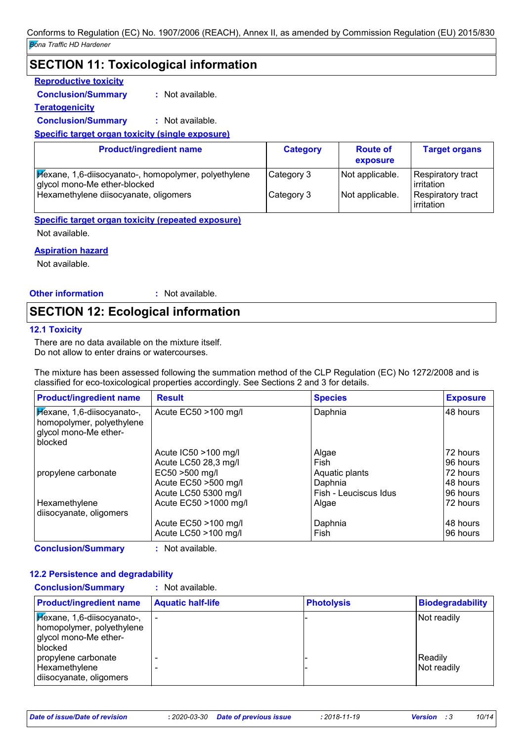## SECTION 11: Toxicological information

**Reproductive toxicity**

**Conclusion/Summary** : Not available.

**Teratogenicity**

**Conclusion/Summary** : Not available.

**Specific target organ toxicity (single exposure)**

| Product/ingredient name | Category | Route of exposure | Target organs |
|---|---|---|---|
| Hexane, 1,6-diisocyanato-, homopolymer, polyethylene glycol mono-Me ether-blocked | Category 3 | Not applicable. | Respiratory tract irritation |
| Hexamethylene diisocyanate, oligomers | Category 3 | Not applicable. | Respiratory tract irritation |

**Specific target organ toxicity (repeated exposure)**

Not available.

**Aspiration hazard**

Not available.

**Other information** : Not available.

## SECTION 12: Ecological information

### 12.1 Toxicity

There are no data available on the mixture itself.
Do not allow to enter drains or watercourses.

The mixture has been assessed following the summation method of the CLP Regulation (EC) No 1272/2008 and is classified for eco-toxicological properties accordingly. See Sections 2 and 3 for details.

| Product/ingredient name | Result | Species | Exposure |
|---|---|---|---|
| Hexane, 1,6-diisocyanato-, homopolymer, polyethylene glycol mono-Me ether-blocked | Acute EC50 >100 mg/l | Daphnia | 48 hours |
| | Acute IC50 >100 mg/l | Algae | 72 hours |
| | Acute LC50 28,3 mg/l | Fish | 96 hours |
| propylene carbonate | EC50 >500 mg/l | Aquatic plants | 72 hours |
| | Acute EC50 >500 mg/l | Daphnia | 48 hours |
| | Acute LC50 5300 mg/l | Fish - Leuciscus Idus | 96 hours |
| Hexamethylene diisocyanate, oligomers | Acute EC50 >1000 mg/l | Algae | 72 hours |
| | Acute EC50 >100 mg/l | Daphnia | 48 hours |
| | Acute LC50 >100 mg/l | Fish | 96 hours |

**Conclusion/Summary** : Not available.

### 12.2 Persistence and degradability

**Conclusion/Summary** : Not available.

| Product/ingredient name | Aquatic half-life | Photolysis | Biodegradability |
|---|---|---|---|
| Hexane, 1,6-diisocyanato-, homopolymer, polyethylene glycol mono-Me ether-blocked | - | - | Not readily |
| propylene carbonate | - | - | Readily |
| Hexamethylene diisocyanate, oligomers | - | - | Not readily |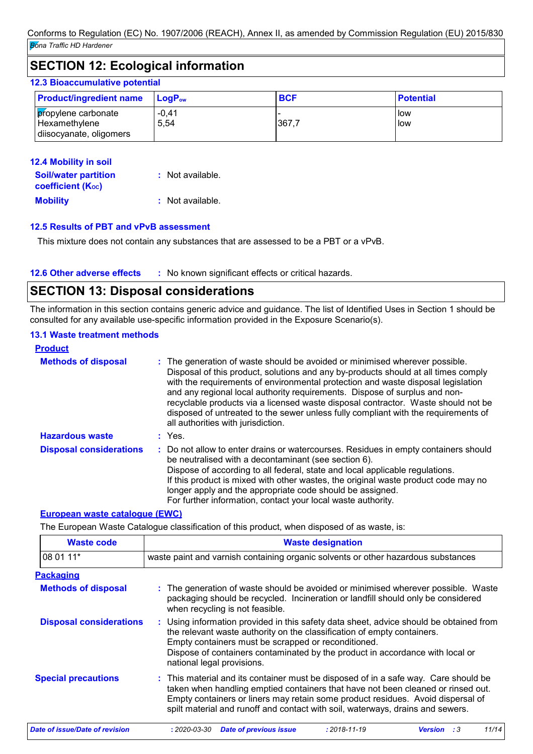## SECTION 12: Ecological information

### 12.3 Bioaccumulative potential

| Product/ingredient name | $LogP_{ow}$ | BCF | Potential |
|---|---|---|---|
| propylene carbonate | -0,41 | - | low |
| Hexamethylene diisocyanate, oligomers | 5,54 | 367,7 | low |

### 12.4 Mobility in soil

**Soil/water partition coefficient ($K_{OC}$)** : Not available.

**Mobility** : Not available.

### 12.5 Results of PBT and vPvB assessment

This mixture does not contain any substances that are assessed to be a PBT or a vPvB.

### 12.6 Other adverse effects

: No known significant effects or critical hazards.

## SECTION 13: Disposal considerations

The information in this section contains generic advice and guidance. The list of Identified Uses in Section 1 should be consulted for any available use-specific information provided in the Exposure Scenario(s).

### 13.1 Waste treatment methods

**Product**

**Methods of disposal** : The generation of waste should be avoided or minimised wherever possible. Disposal of this product, solutions and any by-products should at all times comply with the requirements of environmental protection and waste disposal legislation and any regional local authority requirements. Dispose of surplus and non-recyclable products via a licensed waste disposal contractor. Waste should not be disposed of untreated to the sewer unless fully compliant with the requirements of all authorities with jurisdiction.

**Hazardous waste** : Yes.

**Disposal considerations** : Do not allow to enter drains or watercourses. Residues in empty containers should be neutralised with a decontaminant (see section 6).
Dispose of according to all federal, state and local applicable regulations.
If this product is mixed with other wastes, the original waste product code may no longer apply and the appropriate code should be assigned.
For further information, contact your local waste authority.

**European waste catalogue (EWC)**

The European Waste Catalogue classification of this product, when disposed of as waste, is:

| Waste code | Waste designation |
|---|---|
| 08 01 11* | waste paint and varnish containing organic solvents or other hazardous substances |

**Packaging**

**Methods of disposal** : The generation of waste should be avoided or minimised wherever possible. Waste packaging should be recycled. Incineration or landfill should only be considered when recycling is not feasible.

**Disposal considerations** : Using information provided in this safety data sheet, advice should be obtained from the relevant waste authority on the classification of empty containers.
Empty containers must be scrapped or reconditioned.
Dispose of containers contaminated by the product in accordance with local or national legal provisions.

**Special precautions** : This material and its container must be disposed of in a safe way. Care should be taken when handling emptied containers that have not been cleaned or rinsed out. Empty containers or liners may retain some product residues. Avoid dispersal of spilt material and runoff and contact with soil, waterways, drains and sewers.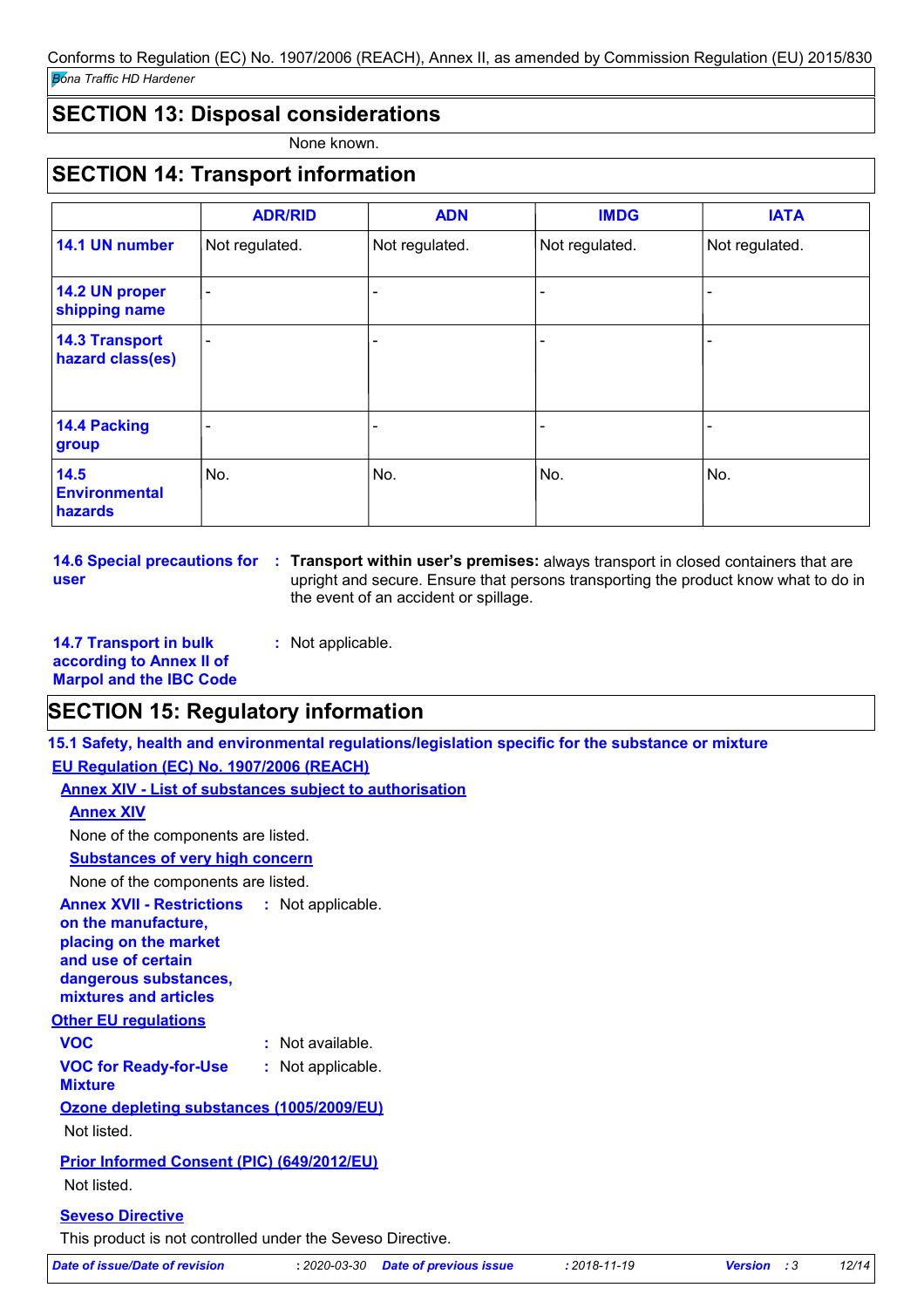## SECTION 13: Disposal considerations

None known.

## SECTION 14: Transport information

| | ADR/RID | ADN | IMDG | IATA |
|---|---|---|---|---|
| **14.1 UN number** | Not regulated. | Not regulated. | Not regulated. | Not regulated. |
| **14.2 UN proper shipping name** | - | - | - | - |
| **14.3 Transport hazard class(es)** | - | - | - | - |
| **14.4 Packing group** | - | - | - | - |
| **14.5 Environmental hazards** | No. | No. | No. | No. |

**14.6 Special precautions for user** : **Transport within user's premises:** always transport in closed containers that are upright and secure. Ensure that persons transporting the product know what to do in the event of an accident or spillage.

**14.7 Transport in bulk according to Annex II of Marpol and the IBC Code** : Not applicable.

## SECTION 15: Regulatory information

### 15.1 Safety, health and environmental regulations/legislation specific for the substance or mixture

**EU Regulation (EC) No. 1907/2006 (REACH)**

**Annex XIV - List of substances subject to authorisation**

**Annex XIV**

None of the components are listed.

**Substances of very high concern**

None of the components are listed.

**Annex XVII - Restrictions on the manufacture, placing on the market and use of certain dangerous substances, mixtures and articles** : Not applicable.

**Other EU regulations**

**VOC** : Not available.

**VOC for Ready-for-Use Mixture** : Not applicable.

**Ozone depleting substances (1005/2009/EU)**

Not listed.

**Prior Informed Consent (PIC) (649/2012/EU)**

Not listed.

**Seveso Directive**

This product is not controlled under the Seveso Directive.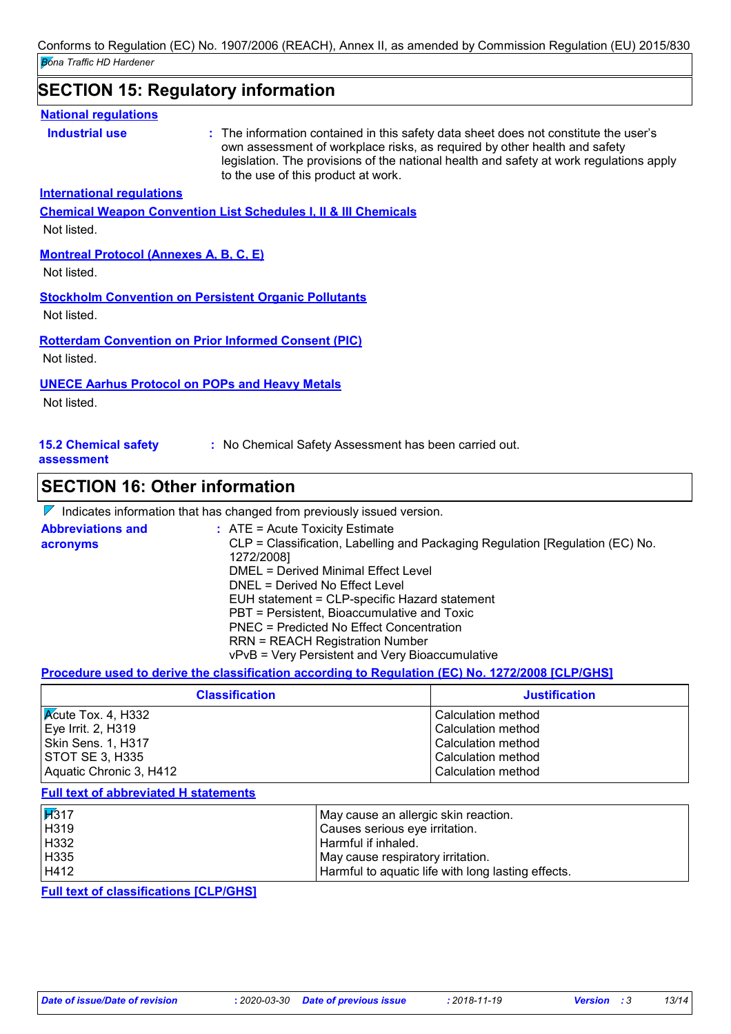## SECTION 15: Regulatory information

**National regulations**

**Industrial use** : The information contained in this safety data sheet does not constitute the user's own assessment of workplace risks, as required by other health and safety legislation. The provisions of the national health and safety at work regulations apply to the use of this product at work.

**International regulations**

**Chemical Weapon Convention List Schedules I, II & III Chemicals**

Not listed.

**Montreal Protocol (Annexes A, B, C, E)**

Not listed.

**Stockholm Convention on Persistent Organic Pollutants**

Not listed.

**Rotterdam Convention on Prior Informed Consent (PIC)**

Not listed.

**UNECE Aarhus Protocol on POPs and Heavy Metals**

Not listed.

**15.2 Chemical safety assessment** : No Chemical Safety Assessment has been carried out.

## SECTION 16: Other information

Indicates information that has changed from previously issued version.

**Abbreviations and acronyms** : ATE = Acute Toxicity Estimate
CLP = Classification, Labelling and Packaging Regulation [Regulation (EC) No. 1272/2008]
DMEL = Derived Minimal Effect Level
DNEL = Derived No Effect Level
EUH statement = CLP-specific Hazard statement
PBT = Persistent, Bioaccumulative and Toxic
PNEC = Predicted No Effect Concentration
RRN = REACH Registration Number
vPvB = Very Persistent and Very Bioaccumulative

**Procedure used to derive the classification according to Regulation (EC) No. 1272/2008 [CLP/GHS]**

| Classification | Justification |
|---|---|
| Acute Tox. 4, H332 | Calculation method |
| Eye Irrit. 2, H319 | Calculation method |
| Skin Sens. 1, H317 | Calculation method |
| STOT SE 3, H335 | Calculation method |
| Aquatic Chronic 3, H412 | Calculation method |

**Full text of abbreviated H statements**

| | |
|---|---|
| H317 | May cause an allergic skin reaction. |
| H319 | Causes serious eye irritation. |
| H332 | Harmful if inhaled. |
| H335 | May cause respiratory irritation. |
| H412 | Harmful to aquatic life with long lasting effects. |

**Full text of classifications [CLP/GHS]**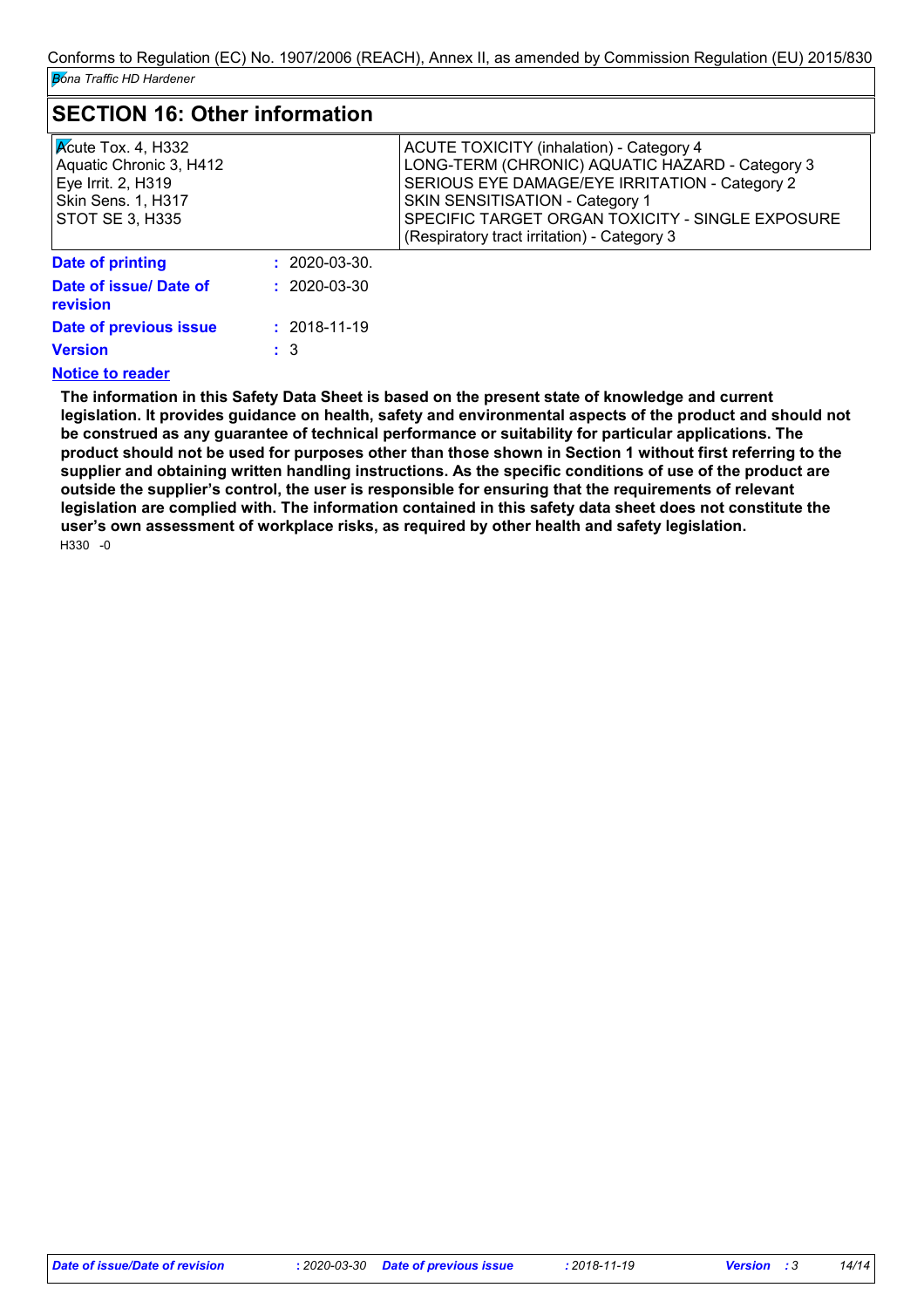## SECTION 16: Other information

| | |
|---|---|
| Acute Tox. 4, H332<br>Aquatic Chronic 3, H412<br>Eye Irrit. 2, H319<br>Skin Sens. 1, H317<br>STOT SE 3, H335 | ACUTE TOXICITY (inhalation) - Category 4<br>LONG-TERM (CHRONIC) AQUATIC HAZARD - Category 3<br>SERIOUS EYE DAMAGE/EYE IRRITATION - Category 2<br>SKIN SENSITISATION - Category 1<br>SPECIFIC TARGET ORGAN TOXICITY - SINGLE EXPOSURE (Respiratory tract irritation) - Category 3 |

**Date of printing** : 2020-03-30.

**Date of issue/ Date of revision** : 2020-03-30

**Date of previous issue** : 2018-11-19

**Version** : 3

**Notice to reader**

**The information in this Safety Data Sheet is based on the present state of knowledge and current legislation. It provides guidance on health, safety and environmental aspects of the product and should not be construed as any guarantee of technical performance or suitability for particular applications. The product should not be used for purposes other than those shown in Section 1 without first referring to the supplier and obtaining written handling instructions. As the specific conditions of use of the product are outside the supplier's control, the user is responsible for ensuring that the requirements of relevant legislation are complied with. The information contained in this safety data sheet does not constitute the user's own assessment of workplace risks, as required by other health and safety legislation.**

H330 -0